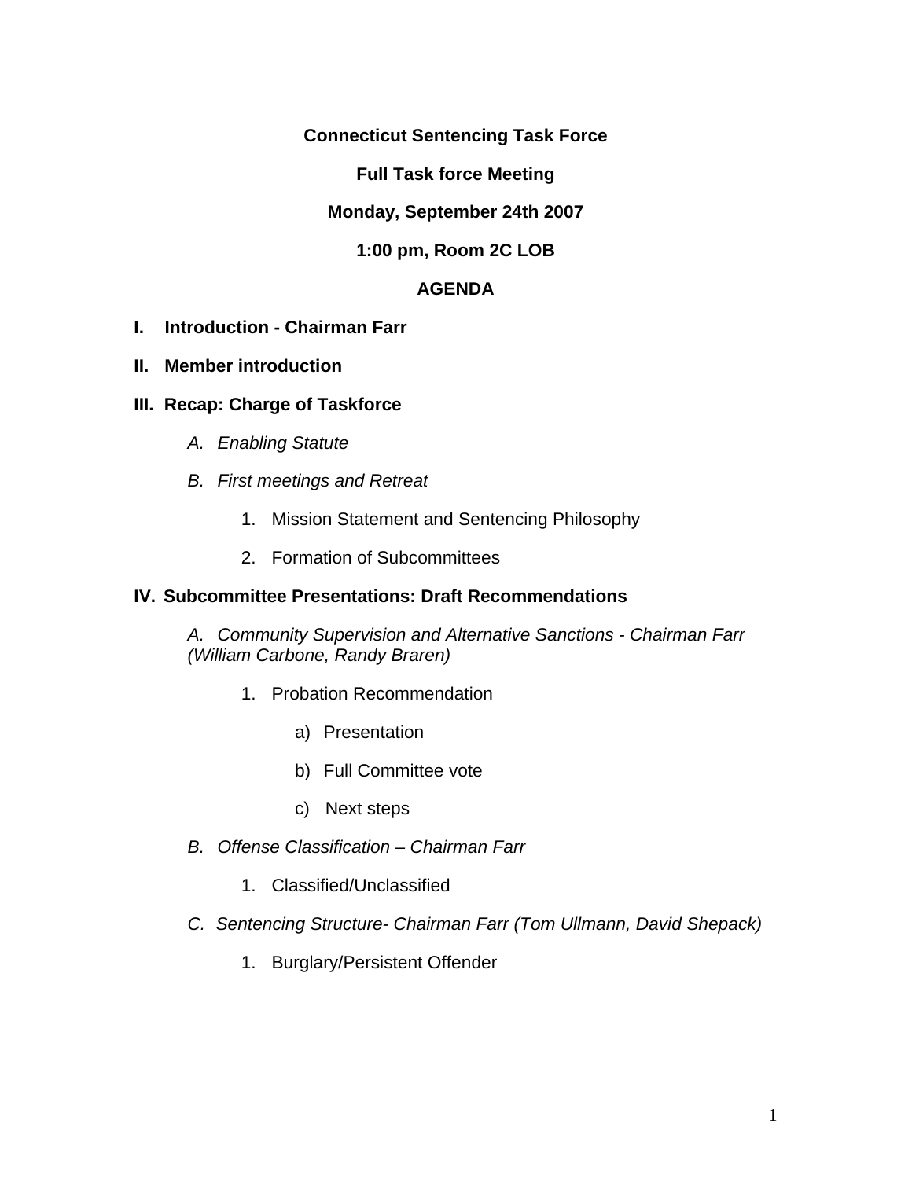**Connecticut Sentencing Task Force**

**Full Task force Meeting**

**Monday, September 24th 2007**

**1:00 pm, Room 2C LOB**

**AGENDA**

**I. Introduction - Chairman Farr**

**II. Member introduction**

**III. Recap: Charge of Taskforce**

- *A. Enabling Statute*
- *B. First meetings and Retreat*
    1. Mission Statement and Sentencing Philosophy
    2. Formation of Subcommittees

**IV. Subcommittee Presentations: Draft Recommendations**

- *A. Community Supervision and Alternative Sanctions - Chairman Farr (William Carbone, Randy Braren)*
    1. Probation Recommendation
        - a) Presentation
        - b) Full Committee vote
        - c) Next steps
- *B. Offense Classification – Chairman Farr*
    1. Classified/Unclassified
- *C. Sentencing Structure- Chairman Farr (Tom Ullmann, David Shepack)*
    1. Burglary/Persistent Offender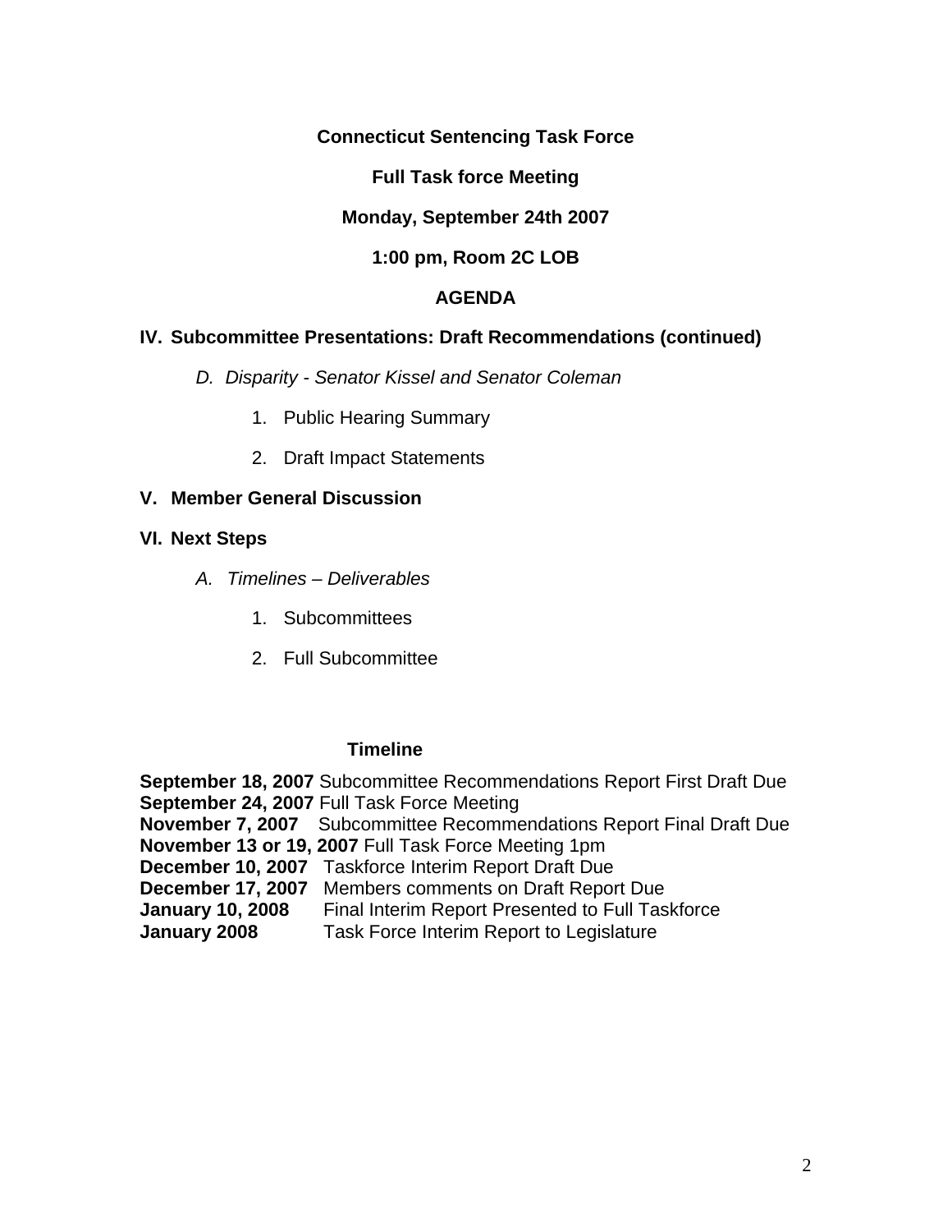**Connecticut Sentencing Task Force**

**Full Task force Meeting**

**Monday, September 24th 2007**

**1:00 pm, Room 2C LOB**

**AGENDA**

**IV. Subcommittee Presentations: Draft Recommendations (continued)**

*D. Disparity - Senator Kissel and Senator Coleman*

1. Public Hearing Summary
2. Draft Impact Statements

**V. Member General Discussion**

**VI. Next Steps**

*A. Timelines – Deliverables*

1. Subcommittees
2. Full Subcommittee

**Timeline**

**September 18, 2007** Subcommittee Recommendations Report First Draft Due
**September 24, 2007** Full Task Force Meeting
**November 7, 2007** Subcommittee Recommendations Report Final Draft Due
**November 13 or 19, 2007** Full Task Force Meeting 1pm
**December 10, 2007** Taskforce Interim Report Draft Due
**December 17, 2007** Members comments on Draft Report Due
**January 10, 2008** Final Interim Report Presented to Full Taskforce
**January 2008** Task Force Interim Report to Legislature